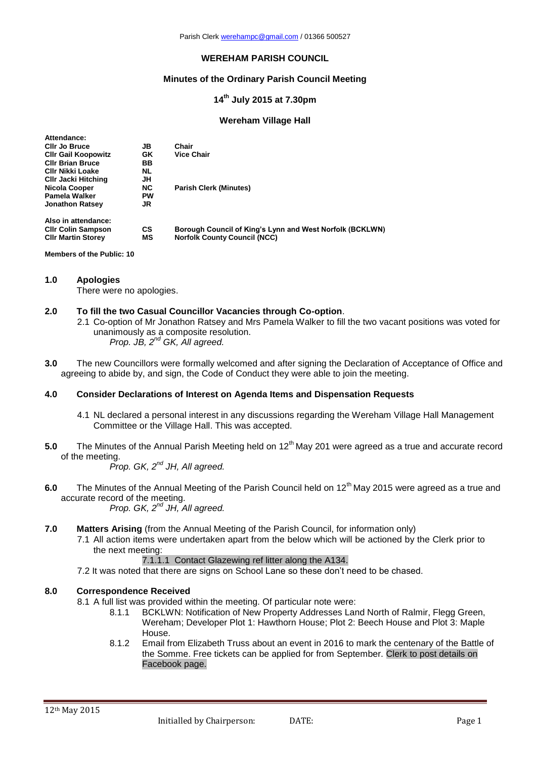Parish Clerk werehampc@gmail.com / 01366 500527

# WEREHAM PARISH COUNCIL

## Minutes of the Ordinary Parish Council Meeting

## 14th July 2015 at 7.30pm

## Wereham Village Hall

| | | |
|---|---|---|
| **Attendance:** | | |
| **Cllr Jo Bruce** | **JB** | **Chair** |
| **Cllr Gail Koopowitz** | **GK** | **Vice Chair** |
| **Cllr Brian Bruce** | **BB** | |
| **Cllr Nikki Loake** | **NL** | |
| **Cllr Jacki Hitching** | **JH** | |
| **Nicola Cooper** | **NC** | **Parish Clerk (Minutes)** |
| **Pamela Walker** | **PW** | |
| **Jonathon Ratsey** | **JR** | |
| **Also in attendance:** | | |
| **Cllr Colin Sampson** | **CS** | **Borough Council of King's Lynn and West Norfolk (BCKLWN)** |
| **Cllr Martin Storey** | **MS** | **Norfolk County Council (NCC)** |

**Members of the Public: 10**

### 1.0 Apologies

There were no apologies.

### 2.0 To fill the two Casual Councillor Vacancies through Co-option.

2.1 Co-option of Mr Jonathon Ratsey and Mrs Pamela Walker to fill the two vacant positions was voted for unanimously as a composite resolution.

*Prop. JB, 2nd GK, All agreed.*

**3.0** The new Councillors were formally welcomed and after signing the Declaration of Acceptance of Office and agreeing to abide by, and sign, the Code of Conduct they were able to join the meeting.

### 4.0 Consider Declarations of Interest on Agenda Items and Dispensation Requests

4.1 NL declared a personal interest in any discussions regarding the Wereham Village Hall Management Committee or the Village Hall. This was accepted.

**5.0** The Minutes of the Annual Parish Meeting held on 12th May 201 were agreed as a true and accurate record of the meeting.

*Prop. GK, 2nd JH, All agreed.*

**6.0** The Minutes of the Annual Meeting of the Parish Council held on 12th May 2015 were agreed as a true and accurate record of the meeting.

*Prop. GK, 2nd JH, All agreed.*

**7.0 Matters Arising** (from the Annual Meeting of the Parish Council, for information only)

7.1 All action items were undertaken apart from the below which will be actioned by the Clerk prior to the next meeting:

7.1.1.1 Contact Glazewing ref litter along the A134.

7.2 It was noted that there are signs on School Lane so these don't need to be chased.

### 8.0 Correspondence Received

8.1 A full list was provided within the meeting. Of particular note were:

8.1.1 BCKLWN: Notification of New Property Addresses Land North of Ralmir, Flegg Green, Wereham; Developer Plot 1: Hawthorn House; Plot 2: Beech House and Plot 3: Maple House.

8.1.2 Email from Elizabeth Truss about an event in 2016 to mark the centenary of the Battle of the Somme. Free tickets can be applied for from September. Clerk to post details on Facebook page.

12th May 2015

Initialled by Chairperson: DATE: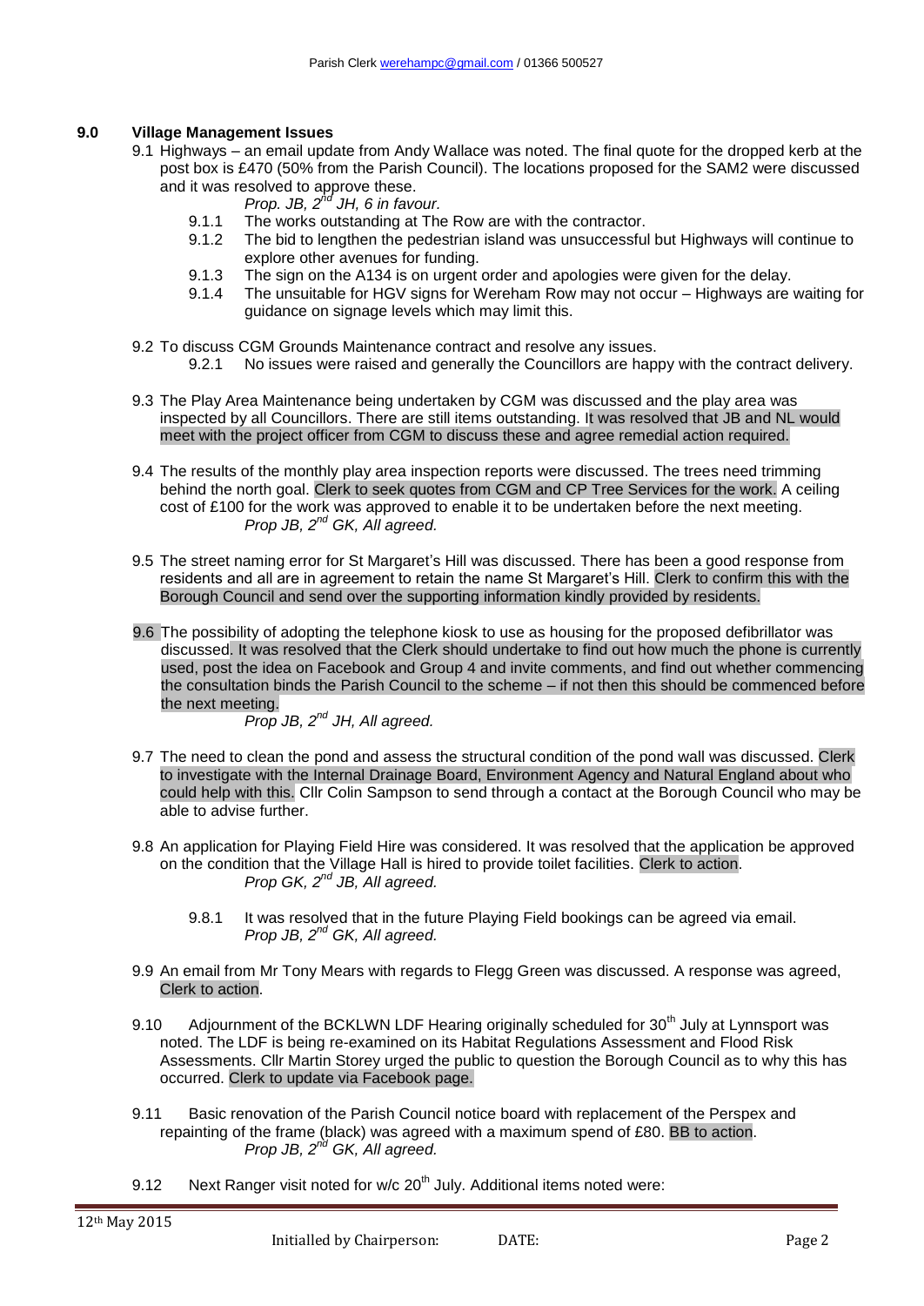## 9.0 Village Management Issues

9.1 Highways – an email update from Andy Wallace was noted. The final quote for the dropped kerb at the post box is £470 (50% from the Parish Council). The locations proposed for the SAM2 were discussed and it was resolved to approve these.

*Prop. JB, 2nd JH, 6 in favour.*

- 9.1.1 The works outstanding at The Row are with the contractor.
- 9.1.2 The bid to lengthen the pedestrian island was unsuccessful but Highways will continue to explore other avenues for funding.
- 9.1.3 The sign on the A134 is on urgent order and apologies were given for the delay.
- 9.1.4 The unsuitable for HGV signs for Wereham Row may not occur – Highways are waiting for guidance on signage levels which may limit this.

9.2 To discuss CGM Grounds Maintenance contract and resolve any issues.

- 9.2.1 No issues were raised and generally the Councillors are happy with the contract delivery.

9.3 The Play Area Maintenance being undertaken by CGM was discussed and the play area was inspected by all Councillors. There are still items outstanding. It was resolved that JB and NL would meet with the project officer from CGM to discuss these and agree remedial action required.

9.4 The results of the monthly play area inspection reports were discussed. The trees need trimming behind the north goal. Clerk to seek quotes from CGM and CP Tree Services for the work. A ceiling cost of £100 for the work was approved to enable it to be undertaken before the next meeting.

*Prop JB, 2nd GK, All agreed.*

9.5 The street naming error for St Margaret's Hill was discussed. There has been a good response from residents and all are in agreement to retain the name St Margaret's Hill. Clerk to confirm this with the Borough Council and send over the supporting information kindly provided by residents.

9.6 The possibility of adopting the telephone kiosk to use as housing for the proposed defibrillator was discussed. It was resolved that the Clerk should undertake to find out how much the phone is currently used, post the idea on Facebook and Group 4 and invite comments, and find out whether commencing the consultation binds the Parish Council to the scheme – if not then this should be commenced before the next meeting.

*Prop JB, 2nd JH, All agreed.*

9.7 The need to clean the pond and assess the structural condition of the pond wall was discussed. Clerk to investigate with the Internal Drainage Board, Environment Agency and Natural England about who could help with this. Cllr Colin Sampson to send through a contact at the Borough Council who may be able to advise further.

9.8 An application for Playing Field Hire was considered. It was resolved that the application be approved on the condition that the Village Hall is hired to provide toilet facilities. Clerk to action.

*Prop GK, 2nd JB, All agreed.*

- 9.8.1 It was resolved that in the future Playing Field bookings can be agreed via email.
  *Prop JB, 2nd GK, All agreed.*

9.9 An email from Mr Tony Mears with regards to Flegg Green was discussed. A response was agreed, Clerk to action.

9.10 Adjournment of the BCKLWN LDF Hearing originally scheduled for 30th July at Lynnsport was noted. The LDF is being re-examined on its Habitat Regulations Assessment and Flood Risk Assessments. Cllr Martin Storey urged the public to question the Borough Council as to why this has occurred. Clerk to update via Facebook page.

9.11 Basic renovation of the Parish Council notice board with replacement of the Perspex and repainting of the frame (black) was agreed with a maximum spend of £80. BB to action.

*Prop JB, 2nd GK, All agreed.*

9.12 Next Ranger visit noted for w/c 20th July. Additional items noted were: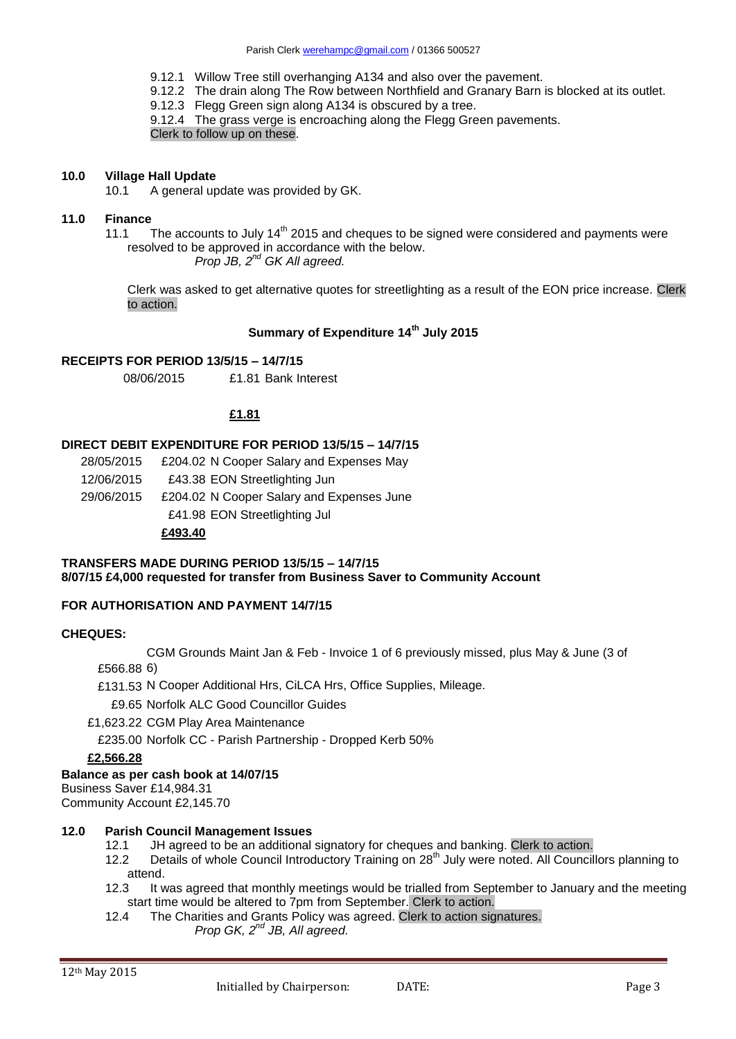9.12.1 Willow Tree still overhanging A134 and also over the pavement.
9.12.2 The drain along The Row between Northfield and Granary Barn is blocked at its outlet.
9.12.3 Flegg Green sign along A134 is obscured by a tree.
9.12.4 The grass verge is encroaching along the Flegg Green pavements.
Clerk to follow up on these.

**10.0 Village Hall Update**

10.1 A general update was provided by GK.

**11.0 Finance**

11.1 The accounts to July 14th 2015 and cheques to be signed were considered and payments were resolved to be approved in accordance with the below.
*Prop JB, 2nd GK All agreed.*

Clerk was asked to get alternative quotes for streetlighting as a result of the EON price increase. Clerk to action.

**Summary of Expenditure 14th July 2015**

**RECEIPTS FOR PERIOD 13/5/15 – 14/7/15**

08/06/2015 £1.81 Bank Interest

**£1.81**

**DIRECT DEBIT EXPENDITURE FOR PERIOD 13/5/15 – 14/7/15**

| | | |
|---|---|---|
| 28/05/2015 | £204.02 | N Cooper Salary and Expenses May |
| 12/06/2015 | £43.38 | EON Streetlighting Jun |
| 29/06/2015 | £204.02 | N Cooper Salary and Expenses June |
| | £41.98 | EON Streetlighting Jul |
| | **£493.40** | |

**TRANSFERS MADE DURING PERIOD 13/5/15 – 14/7/15**
**8/07/15 £4,000 requested for transfer from Business Saver to Community Account**

**FOR AUTHORISATION AND PAYMENT 14/7/15**

**CHEQUES:**

| | |
|---|---|
| £566.88 | CGM Grounds Maint Jan & Feb - Invoice 1 of 6 previously missed, plus May & June (3 of 6) |
| £131.53 | N Cooper Additional Hrs, CiLCA Hrs, Office Supplies, Mileage. |
| £9.65 | Norfolk ALC Good Councillor Guides |
| £1,623.22 | CGM Play Area Maintenance |
| £235.00 | Norfolk CC - Parish Partnership - Dropped Kerb 50% |
| **£2,566.28** | |

**Balance as per cash book at 14/07/15**
Business Saver £14,984.31
Community Account £2,145.70

**12.0 Parish Council Management Issues**

12.1 JH agreed to be an additional signatory for cheques and banking. Clerk to action.
12.2 Details of whole Council Introductory Training on 28th July were noted. All Councillors planning to attend.
12.3 It was agreed that monthly meetings would be trialled from September to January and the meeting start time would be altered to 7pm from September. Clerk to action.
12.4 The Charities and Grants Policy was agreed. Clerk to action signatures.
*Prop GK, 2nd JB, All agreed.*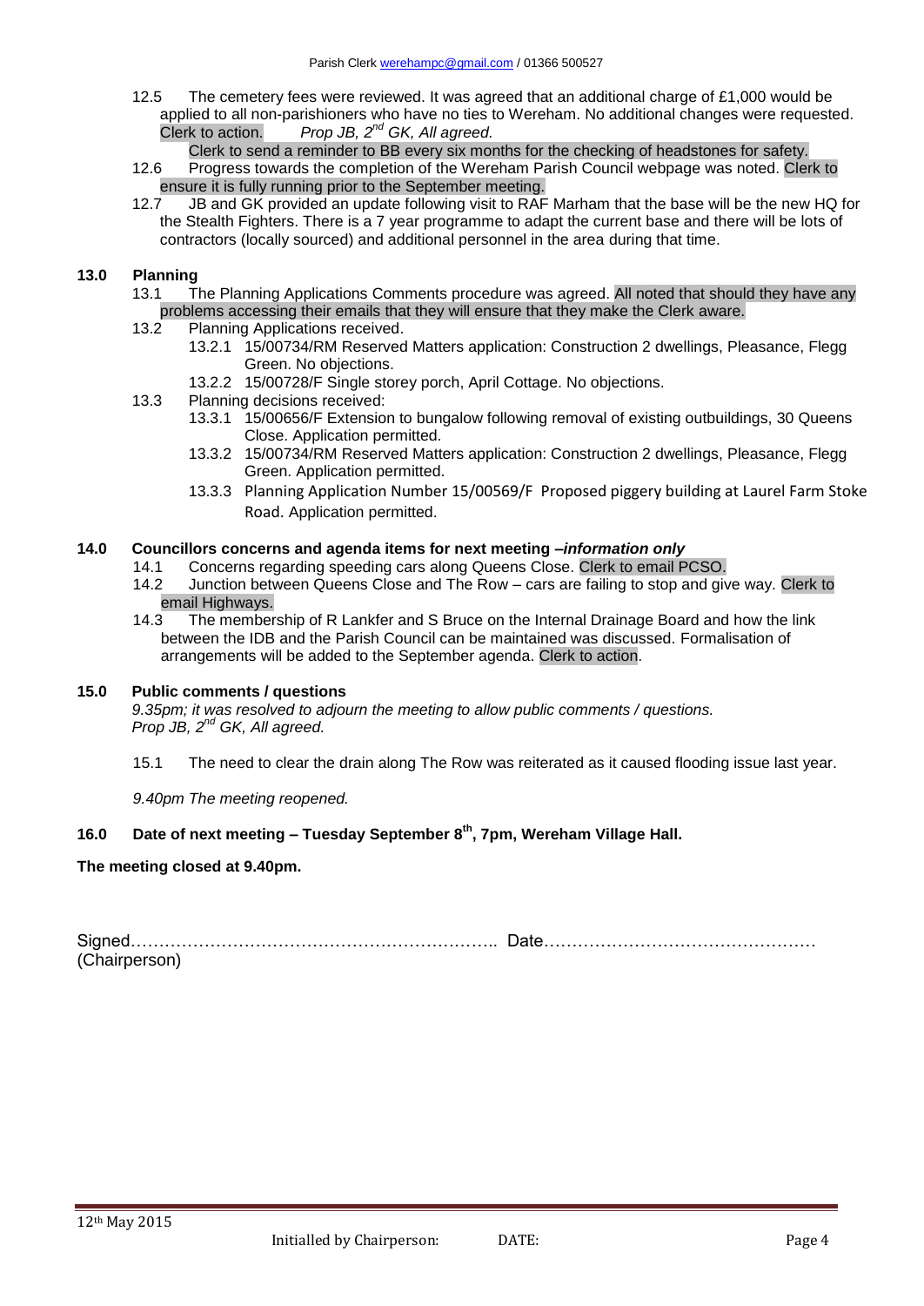12.5 The cemetery fees were reviewed. It was agreed that an additional charge of £1,000 would be applied to all non-parishioners who have no ties to Wereham. No additional changes were requested. Clerk to action. *Prop JB, 2nd GK, All agreed.*
Clerk to send a reminder to BB every six months for the checking of headstones for safety.

12.6 Progress towards the completion of the Wereham Parish Council webpage was noted. Clerk to ensure it is fully running prior to the September meeting.

12.7 JB and GK provided an update following visit to RAF Marham that the base will be the new HQ for the Stealth Fighters. There is a 7 year programme to adapt the current base and there will be lots of contractors (locally sourced) and additional personnel in the area during that time.

## 13.0 Planning

13.1 The Planning Applications Comments procedure was agreed. All noted that should they have any problems accessing their emails that they will ensure that they make the Clerk aware.

13.2 Planning Applications received.

- 13.2.1 15/00734/RM Reserved Matters application: Construction 2 dwellings, Pleasance, Flegg Green. No objections.
- 13.2.2 15/00728/F Single storey porch, April Cottage. No objections.

13.3 Planning decisions received:

- 13.3.1 15/00656/F Extension to bungalow following removal of existing outbuildings, 30 Queens Close. Application permitted.
- 13.3.2 15/00734/RM Reserved Matters application: Construction 2 dwellings, Pleasance, Flegg Green. Application permitted.
- 13.3.3 Planning Application Number 15/00569/F Proposed piggery building at Laurel Farm Stoke Road. Application permitted.

## 14.0 Councillors concerns and agenda items for next meeting –*information only*

14.1 Concerns regarding speeding cars along Queens Close. Clerk to email PCSO.

14.2 Junction between Queens Close and The Row – cars are failing to stop and give way. Clerk to email Highways.

14.3 The membership of R Lankfer and S Bruce on the Internal Drainage Board and how the link between the IDB and the Parish Council can be maintained was discussed. Formalisation of arrangements will be added to the September agenda. Clerk to action.

## 15.0 Public comments / questions

*9.35pm; it was resolved to adjourn the meeting to allow public comments / questions.*
*Prop JB, 2nd GK, All agreed.*

15.1 The need to clear the drain along The Row was reiterated as it caused flooding issue last year.

*9.40pm The meeting reopened.*

## 16.0 Date of next meeting – Tuesday September 8th, 7pm, Wereham Village Hall.

**The meeting closed at 9.40pm.**

Signed………………………………………………………. Date……………………………………….
(Chairperson)

12th May 2015 Initialled by Chairperson: DATE: